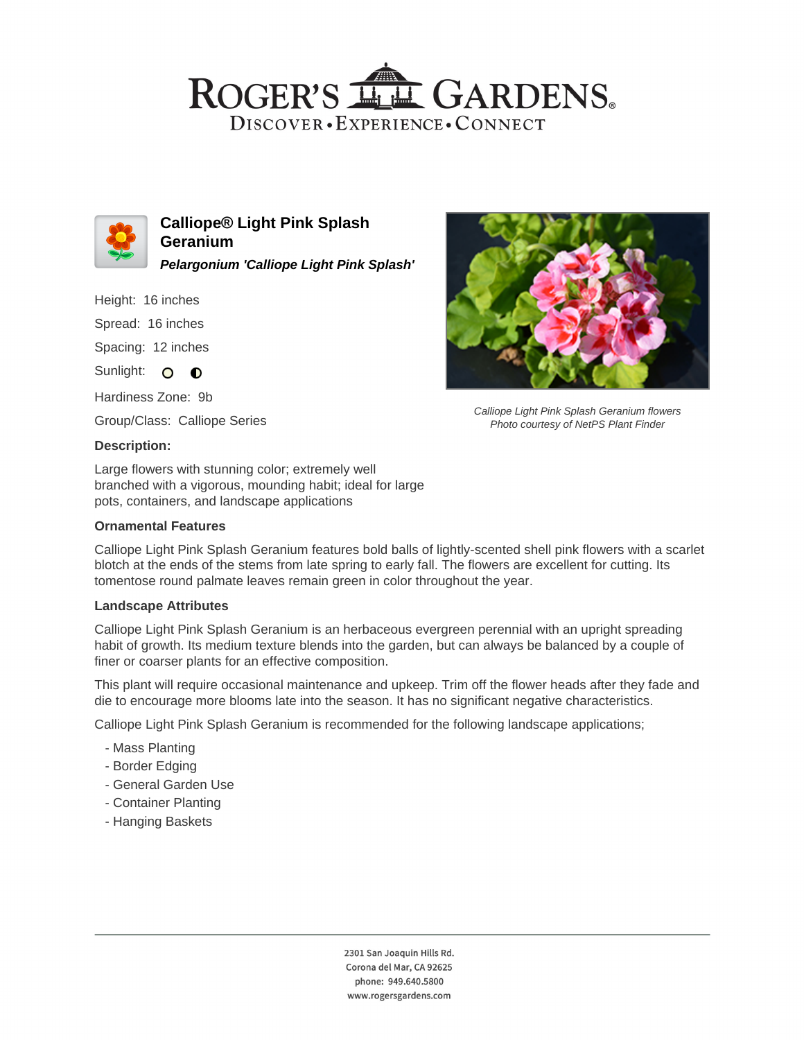# Calliope® Light Pink Splash Geranium

***Pelargonium 'Calliope Light Pink Splash'***

Height: 16 inches

Spread: 16 inches

Spacing: 12 inches

Sunlight:

Hardiness Zone: 9b

Group/Class: Calliope Series

*Calliope Light Pink Splash Geranium flowers*
*Photo courtesy of NetPS Plant Finder*

### Description:

Large flowers with stunning color; extremely well branched with a vigorous, mounding habit; ideal for large pots, containers, and landscape applications

### Ornamental Features

Calliope Light Pink Splash Geranium features bold balls of lightly-scented shell pink flowers with a scarlet blotch at the ends of the stems from late spring to early fall. The flowers are excellent for cutting. Its tomentose round palmate leaves remain green in color throughout the year.

### Landscape Attributes

Calliope Light Pink Splash Geranium is an herbaceous evergreen perennial with an upright spreading habit of growth. Its medium texture blends into the garden, but can always be balanced by a couple of finer or coarser plants for an effective composition.

This plant will require occasional maintenance and upkeep. Trim off the flower heads after they fade and die to encourage more blooms late into the season. It has no significant negative characteristics.

Calliope Light Pink Splash Geranium is recommended for the following landscape applications;

- Mass Planting
- Border Edging
- General Garden Use
- Container Planting
- Hanging Baskets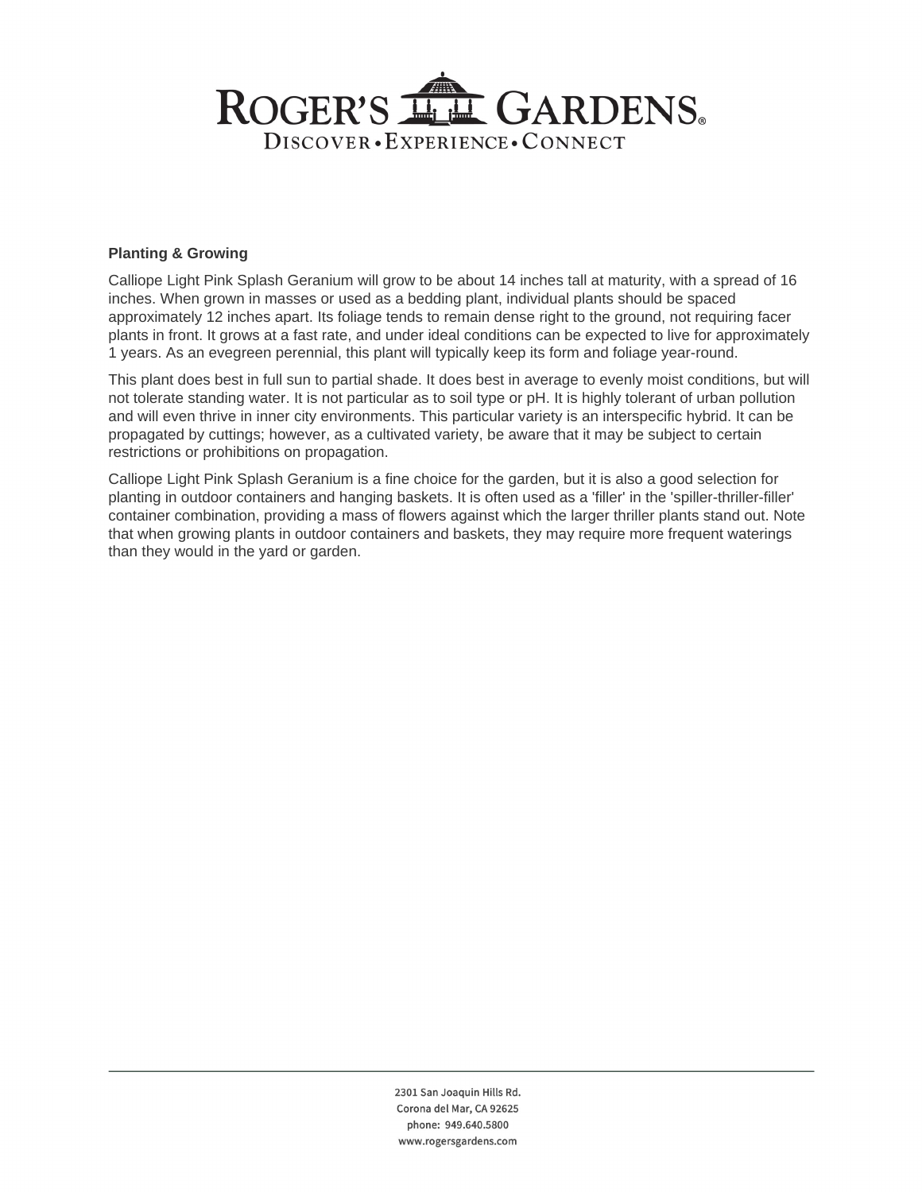**Planting & Growing**

Calliope Light Pink Splash Geranium will grow to be about 14 inches tall at maturity, with a spread of 16 inches. When grown in masses or used as a bedding plant, individual plants should be spaced approximately 12 inches apart. Its foliage tends to remain dense right to the ground, not requiring facer plants in front. It grows at a fast rate, and under ideal conditions can be expected to live for approximately 1 years. As an evegreen perennial, this plant will typically keep its form and foliage year-round.

This plant does best in full sun to partial shade. It does best in average to evenly moist conditions, but will not tolerate standing water. It is not particular as to soil type or pH. It is highly tolerant of urban pollution and will even thrive in inner city environments. This particular variety is an interspecific hybrid. It can be propagated by cuttings; however, as a cultivated variety, be aware that it may be subject to certain restrictions or prohibitions on propagation.

Calliope Light Pink Splash Geranium is a fine choice for the garden, but it is also a good selection for planting in outdoor containers and hanging baskets. It is often used as a 'filler' in the 'spiller-thriller-filler' container combination, providing a mass of flowers against which the larger thriller plants stand out. Note that when growing plants in outdoor containers and baskets, they may require more frequent waterings than they would in the yard or garden.